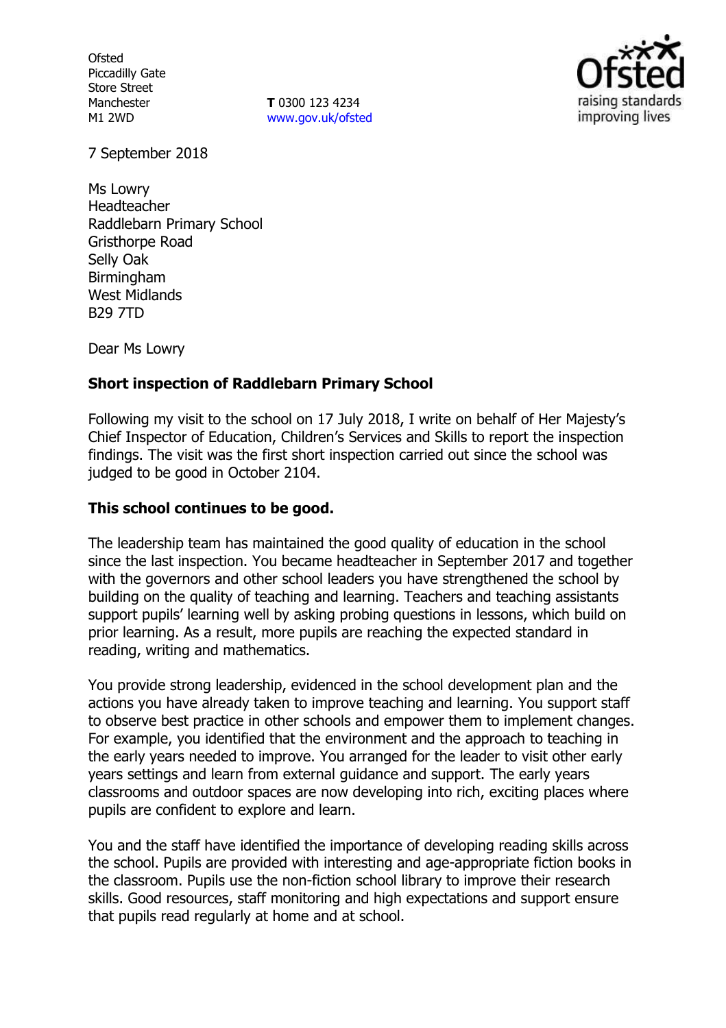Ofsted
Piccadilly Gate
Store Street
Manchester
M1 2WD

**T** 0300 123 4234
www.gov.uk/ofsted

7 September 2018

Ms Lowry
Headteacher
Raddlebarn Primary School
Gristhorpe Road
Selly Oak
Birmingham
West Midlands
B29 7TD

Dear Ms Lowry

**Short inspection of Raddlebarn Primary School**

Following my visit to the school on 17 July 2018, I write on behalf of Her Majesty's Chief Inspector of Education, Children's Services and Skills to report the inspection findings. The visit was the first short inspection carried out since the school was judged to be good in October 2104.

**This school continues to be good.**

The leadership team has maintained the good quality of education in the school since the last inspection. You became headteacher in September 2017 and together with the governors and other school leaders you have strengthened the school by building on the quality of teaching and learning. Teachers and teaching assistants support pupils' learning well by asking probing questions in lessons, which build on prior learning. As a result, more pupils are reaching the expected standard in reading, writing and mathematics.

You provide strong leadership, evidenced in the school development plan and the actions you have already taken to improve teaching and learning. You support staff to observe best practice in other schools and empower them to implement changes. For example, you identified that the environment and the approach to teaching in the early years needed to improve. You arranged for the leader to visit other early years settings and learn from external guidance and support. The early years classrooms and outdoor spaces are now developing into rich, exciting places where pupils are confident to explore and learn.

You and the staff have identified the importance of developing reading skills across the school. Pupils are provided with interesting and age-appropriate fiction books in the classroom. Pupils use the non-fiction school library to improve their research skills. Good resources, staff monitoring and high expectations and support ensure that pupils read regularly at home and at school.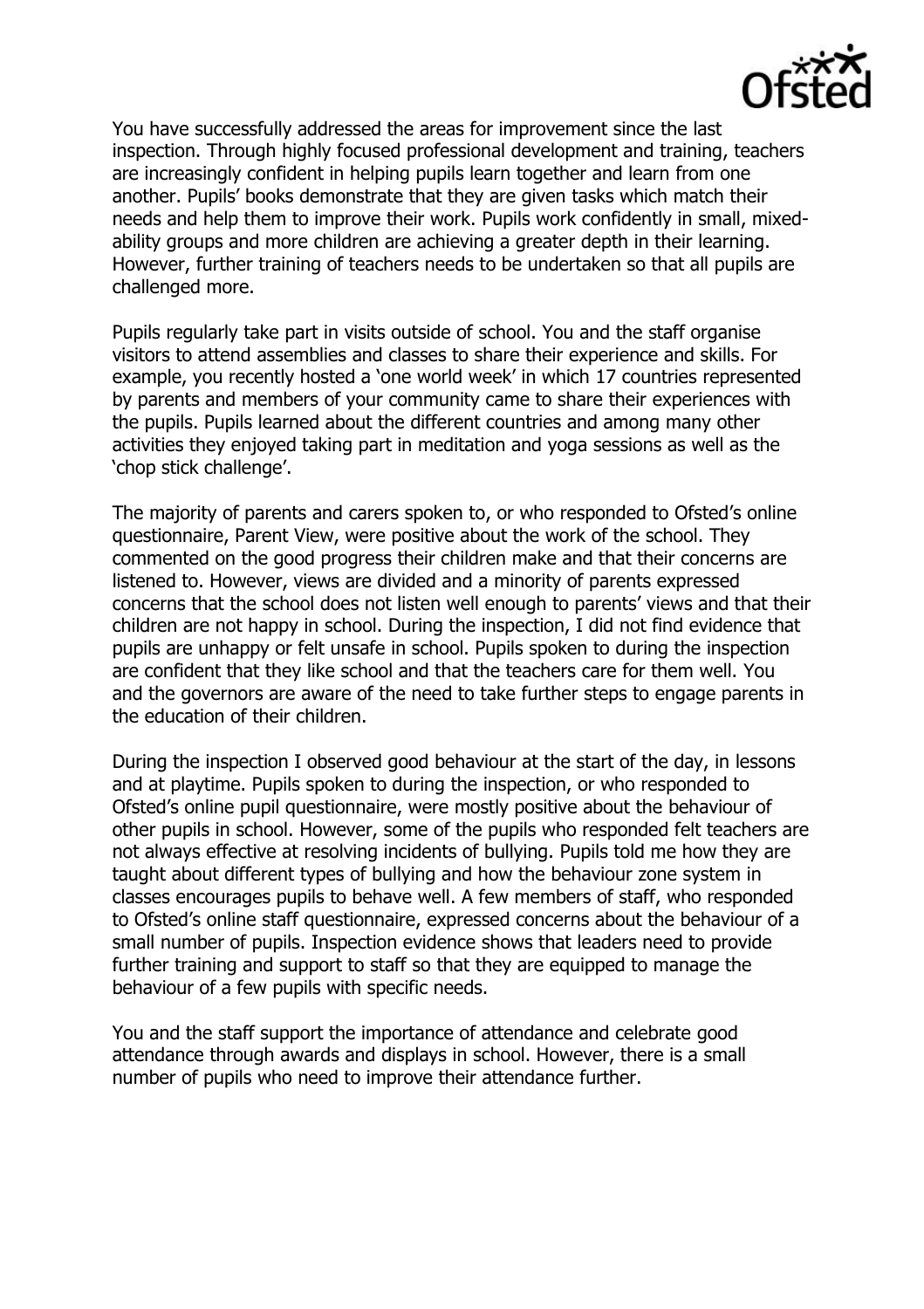You have successfully addressed the areas for improvement since the last inspection. Through highly focused professional development and training, teachers are increasingly confident in helping pupils learn together and learn from one another. Pupils' books demonstrate that they are given tasks which match their needs and help them to improve their work. Pupils work confidently in small, mixed-ability groups and more children are achieving a greater depth in their learning. However, further training of teachers needs to be undertaken so that all pupils are challenged more.

Pupils regularly take part in visits outside of school. You and the staff organise visitors to attend assemblies and classes to share their experience and skills. For example, you recently hosted a 'one world week' in which 17 countries represented by parents and members of your community came to share their experiences with the pupils. Pupils learned about the different countries and among many other activities they enjoyed taking part in meditation and yoga sessions as well as the 'chop stick challenge'.

The majority of parents and carers spoken to, or who responded to Ofsted's online questionnaire, Parent View, were positive about the work of the school. They commented on the good progress their children make and that their concerns are listened to. However, views are divided and a minority of parents expressed concerns that the school does not listen well enough to parents' views and that their children are not happy in school. During the inspection, I did not find evidence that pupils are unhappy or felt unsafe in school. Pupils spoken to during the inspection are confident that they like school and that the teachers care for them well. You and the governors are aware of the need to take further steps to engage parents in the education of their children.

During the inspection I observed good behaviour at the start of the day, in lessons and at playtime. Pupils spoken to during the inspection, or who responded to Ofsted's online pupil questionnaire, were mostly positive about the behaviour of other pupils in school. However, some of the pupils who responded felt teachers are not always effective at resolving incidents of bullying. Pupils told me how they are taught about different types of bullying and how the behaviour zone system in classes encourages pupils to behave well. A few members of staff, who responded to Ofsted's online staff questionnaire, expressed concerns about the behaviour of a small number of pupils. Inspection evidence shows that leaders need to provide further training and support to staff so that they are equipped to manage the behaviour of a few pupils with specific needs.

You and the staff support the importance of attendance and celebrate good attendance through awards and displays in school. However, there is a small number of pupils who need to improve their attendance further.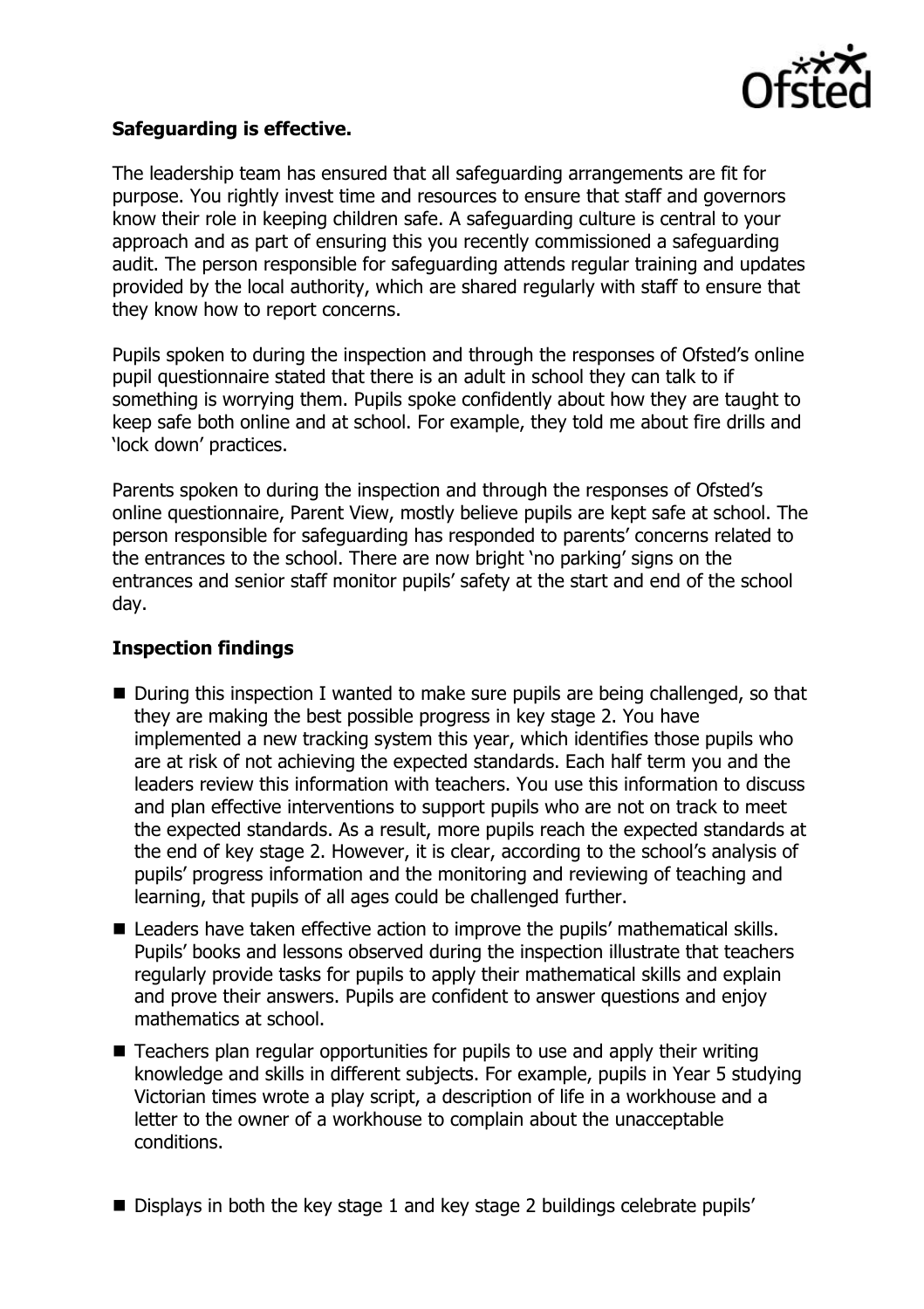**Safeguarding is effective.**

The leadership team has ensured that all safeguarding arrangements are fit for purpose. You rightly invest time and resources to ensure that staff and governors know their role in keeping children safe. A safeguarding culture is central to your approach and as part of ensuring this you recently commissioned a safeguarding audit. The person responsible for safeguarding attends regular training and updates provided by the local authority, which are shared regularly with staff to ensure that they know how to report concerns.

Pupils spoken to during the inspection and through the responses of Ofsted's online pupil questionnaire stated that there is an adult in school they can talk to if something is worrying them. Pupils spoke confidently about how they are taught to keep safe both online and at school. For example, they told me about fire drills and 'lock down' practices.

Parents spoken to during the inspection and through the responses of Ofsted's online questionnaire, Parent View, mostly believe pupils are kept safe at school. The person responsible for safeguarding has responded to parents' concerns related to the entrances to the school. There are now bright 'no parking' signs on the entrances and senior staff monitor pupils' safety at the start and end of the school day.

## Inspection findings

- During this inspection I wanted to make sure pupils are being challenged, so that they are making the best possible progress in key stage 2. You have implemented a new tracking system this year, which identifies those pupils who are at risk of not achieving the expected standards. Each half term you and the leaders review this information with teachers. You use this information to discuss and plan effective interventions to support pupils who are not on track to meet the expected standards. As a result, more pupils reach the expected standards at the end of key stage 2. However, it is clear, according to the school's analysis of pupils' progress information and the monitoring and reviewing of teaching and learning, that pupils of all ages could be challenged further.
- Leaders have taken effective action to improve the pupils' mathematical skills. Pupils' books and lessons observed during the inspection illustrate that teachers regularly provide tasks for pupils to apply their mathematical skills and explain and prove their answers. Pupils are confident to answer questions and enjoy mathematics at school.
- Teachers plan regular opportunities for pupils to use and apply their writing knowledge and skills in different subjects. For example, pupils in Year 5 studying Victorian times wrote a play script, a description of life in a workhouse and a letter to the owner of a workhouse to complain about the unacceptable conditions.
- Displays in both the key stage 1 and key stage 2 buildings celebrate pupils'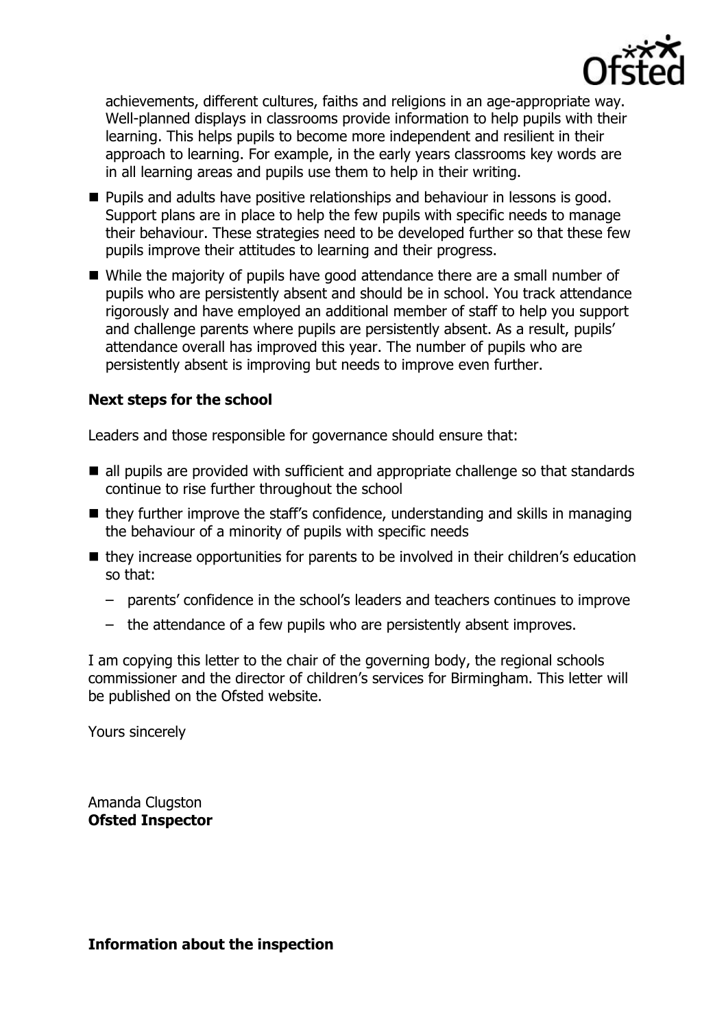achievements, different cultures, faiths and religions in an age-appropriate way. Well-planned displays in classrooms provide information to help pupils with their learning. This helps pupils to become more independent and resilient in their approach to learning. For example, in the early years classrooms key words are in all learning areas and pupils use them to help in their writing.

- Pupils and adults have positive relationships and behaviour in lessons is good. Support plans are in place to help the few pupils with specific needs to manage their behaviour. These strategies need to be developed further so that these few pupils improve their attitudes to learning and their progress.
- While the majority of pupils have good attendance there are a small number of pupils who are persistently absent and should be in school. You track attendance rigorously and have employed an additional member of staff to help you support and challenge parents where pupils are persistently absent. As a result, pupils' attendance overall has improved this year. The number of pupils who are persistently absent is improving but needs to improve even further.

**Next steps for the school**

Leaders and those responsible for governance should ensure that:

- all pupils are provided with sufficient and appropriate challenge so that standards continue to rise further throughout the school
- they further improve the staff's confidence, understanding and skills in managing the behaviour of a minority of pupils with specific needs
- they increase opportunities for parents to be involved in their children's education so that:
  - parents' confidence in the school's leaders and teachers continues to improve
  - the attendance of a few pupils who are persistently absent improves.

I am copying this letter to the chair of the governing body, the regional schools commissioner and the director of children's services for Birmingham. This letter will be published on the Ofsted website.

Yours sincerely

Amanda Clugston
**Ofsted Inspector**

**Information about the inspection**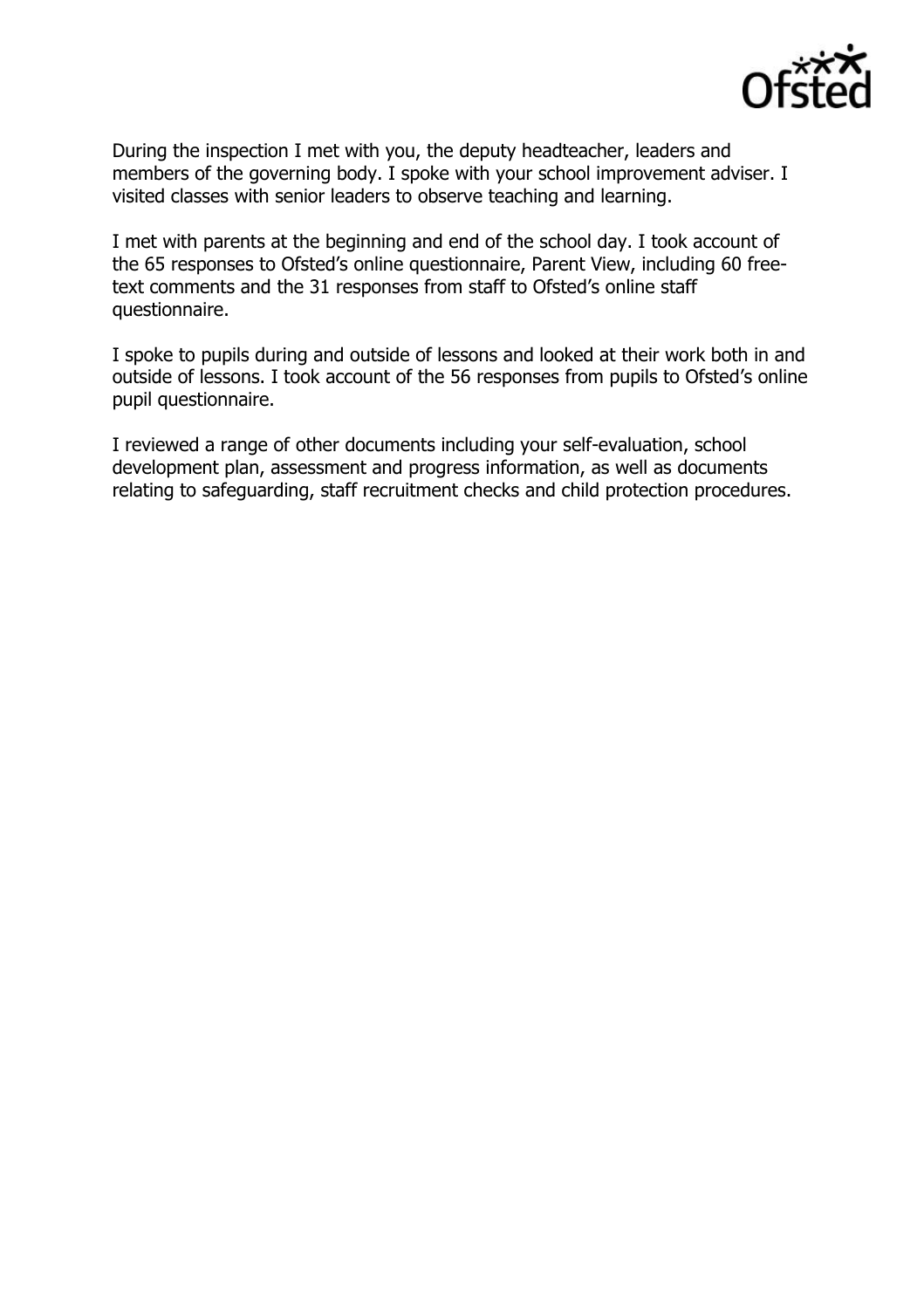During the inspection I met with you, the deputy headteacher, leaders and members of the governing body. I spoke with your school improvement adviser. I visited classes with senior leaders to observe teaching and learning.

I met with parents at the beginning and end of the school day. I took account of the 65 responses to Ofsted's online questionnaire, Parent View, including 60 free-text comments and the 31 responses from staff to Ofsted's online staff questionnaire.

I spoke to pupils during and outside of lessons and looked at their work both in and outside of lessons. I took account of the 56 responses from pupils to Ofsted's online pupil questionnaire.

I reviewed a range of other documents including your self-evaluation, school development plan, assessment and progress information, as well as documents relating to safeguarding, staff recruitment checks and child protection procedures.